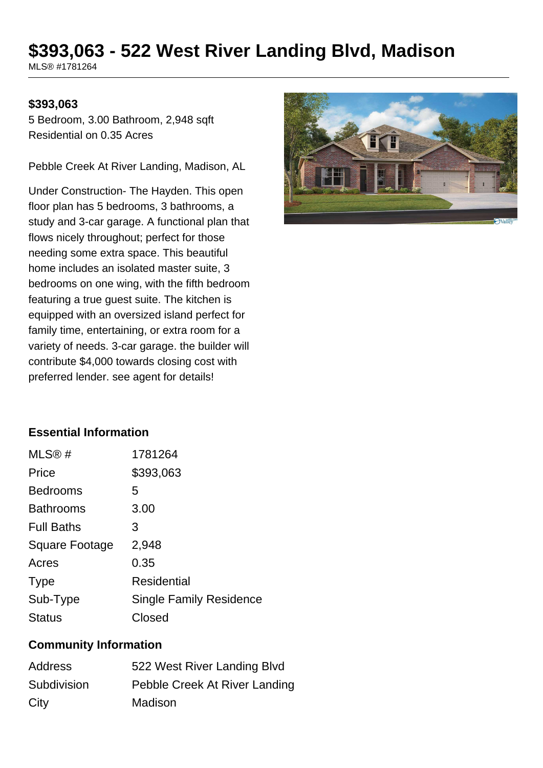# $393,063 - 522 West River Landing Blvd, Madison

MLS® #1781264

**$393,063**

5 Bedroom, 3.00 Bathroom, 2,948 sqft
Residential on 0.35 Acres

Pebble Creek At River Landing, Madison, AL

Under Construction- The Hayden. This open floor plan has 5 bedrooms, 3 bathrooms, a study and 3-car garage. A functional plan that flows nicely throughout; perfect for those needing some extra space. This beautiful home includes an isolated master suite, 3 bedrooms on one wing, with the fifth bedroom featuring a true guest suite. The kitchen is equipped with an oversized island perfect for family time, entertaining, or extra room for a variety of needs. 3-car garage. the builder will contribute $4,000 towards closing cost with preferred lender. see agent for details!

### Essential Information

| | |
|---|---|
| MLS® # | 1781264 |
| Price | $393,063 |
| Bedrooms | 5 |
| Bathrooms | 3.00 |
| Full Baths | 3 |
| Square Footage | 2,948 |
| Acres | 0.35 |
| Type | Residential |
| Sub-Type | Single Family Residence |
| Status | Closed |

### Community Information

| | |
|---|---|
| Address | 522 West River Landing Blvd |
| Subdivision | Pebble Creek At River Landing |
| City | Madison |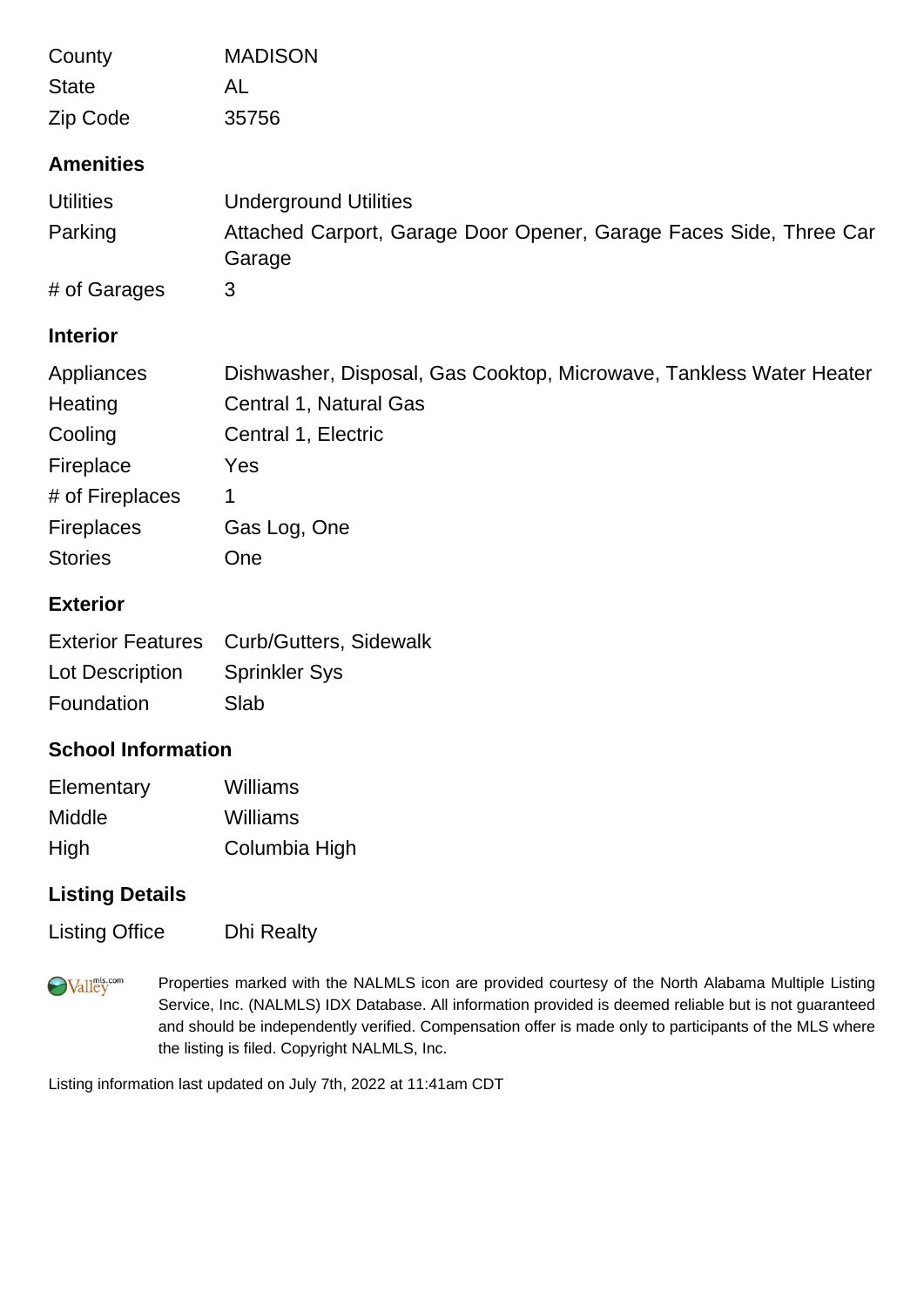| | |
|---|---|
| County | MADISON |
| State | AL |
| Zip Code | 35756 |

## Amenities

| | |
|---|---|
| Utilities | Underground Utilities |
| Parking | Attached Carport, Garage Door Opener, Garage Faces Side, Three Car Garage |
| # of Garages | 3 |

## Interior

| | |
|---|---|
| Appliances | Dishwasher, Disposal, Gas Cooktop, Microwave, Tankless Water Heater |
| Heating | Central 1, Natural Gas |
| Cooling | Central 1, Electric |
| Fireplace | Yes |
| # of Fireplaces | 1 |
| Fireplaces | Gas Log, One |
| Stories | One |

## Exterior

| | |
|---|---|
| Exterior Features | Curb/Gutters, Sidewalk |
| Lot Description | Sprinkler Sys |
| Foundation | Slab |

## School Information

| | |
|---|---|
| Elementary | Williams |
| Middle | Williams |
| High | Columbia High |

## Listing Details

| | |
|---|---|
| Listing Office | Dhi Realty |

Properties marked with the NALMLS icon are provided courtesy of the North Alabama Multiple Listing Service, Inc. (NALMLS) IDX Database. All information provided is deemed reliable but is not guaranteed and should be independently verified. Compensation offer is made only to participants of the MLS where the listing is filed. Copyright NALMLS, Inc.

Listing information last updated on July 7th, 2022 at 11:41am CDT